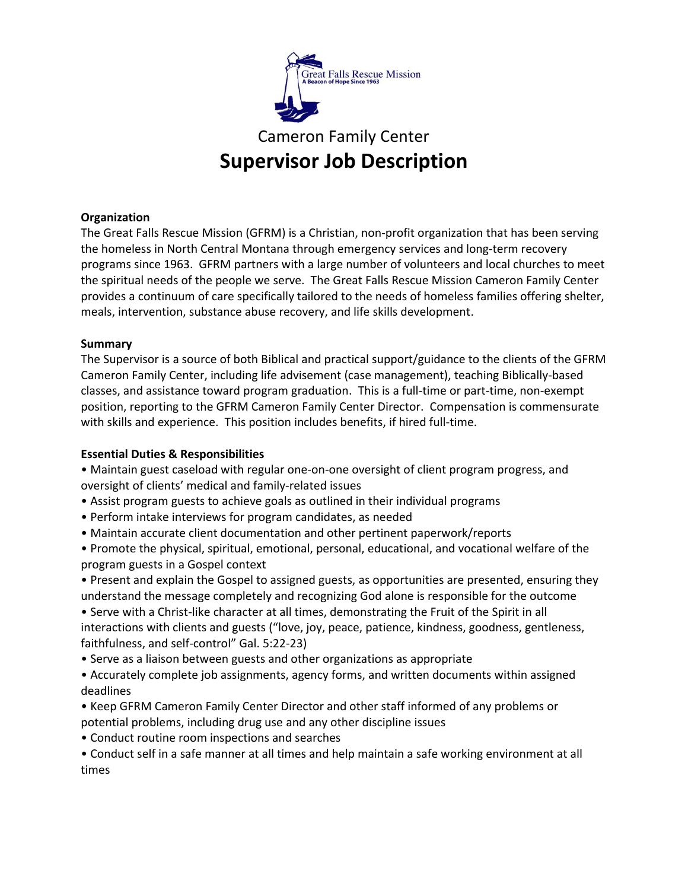Great Falls Rescue Mission
A Beacon of Hope Since 1963

Cameron Family Center

# Supervisor Job Description

**Organization**

The Great Falls Rescue Mission (GFRM) is a Christian, non-profit organization that has been serving the homeless in North Central Montana through emergency services and long-term recovery programs since 1963. GFRM partners with a large number of volunteers and local churches to meet the spiritual needs of the people we serve. The Great Falls Rescue Mission Cameron Family Center provides a continuum of care specifically tailored to the needs of homeless families offering shelter, meals, intervention, substance abuse recovery, and life skills development.

**Summary**

The Supervisor is a source of both Biblical and practical support/guidance to the clients of the GFRM Cameron Family Center, including life advisement (case management), teaching Biblically-based classes, and assistance toward program graduation. This is a full-time or part-time, non-exempt position, reporting to the GFRM Cameron Family Center Director. Compensation is commensurate with skills and experience. This position includes benefits, if hired full-time.

**Essential Duties & Responsibilities**

- Maintain guest caseload with regular one-on-one oversight of client program progress, and oversight of clients' medical and family-related issues
- Assist program guests to achieve goals as outlined in their individual programs
- Perform intake interviews for program candidates, as needed
- Maintain accurate client documentation and other pertinent paperwork/reports
- Promote the physical, spiritual, emotional, personal, educational, and vocational welfare of the program guests in a Gospel context
- Present and explain the Gospel to assigned guests, as opportunities are presented, ensuring they understand the message completely and recognizing God alone is responsible for the outcome
- Serve with a Christ-like character at all times, demonstrating the Fruit of the Spirit in all interactions with clients and guests ("love, joy, peace, patience, kindness, goodness, gentleness, faithfulness, and self-control" Gal. 5:22-23)
- Serve as a liaison between guests and other organizations as appropriate
- Accurately complete job assignments, agency forms, and written documents within assigned deadlines
- Keep GFRM Cameron Family Center Director and other staff informed of any problems or potential problems, including drug use and any other discipline issues
- Conduct routine room inspections and searches
- Conduct self in a safe manner at all times and help maintain a safe working environment at all times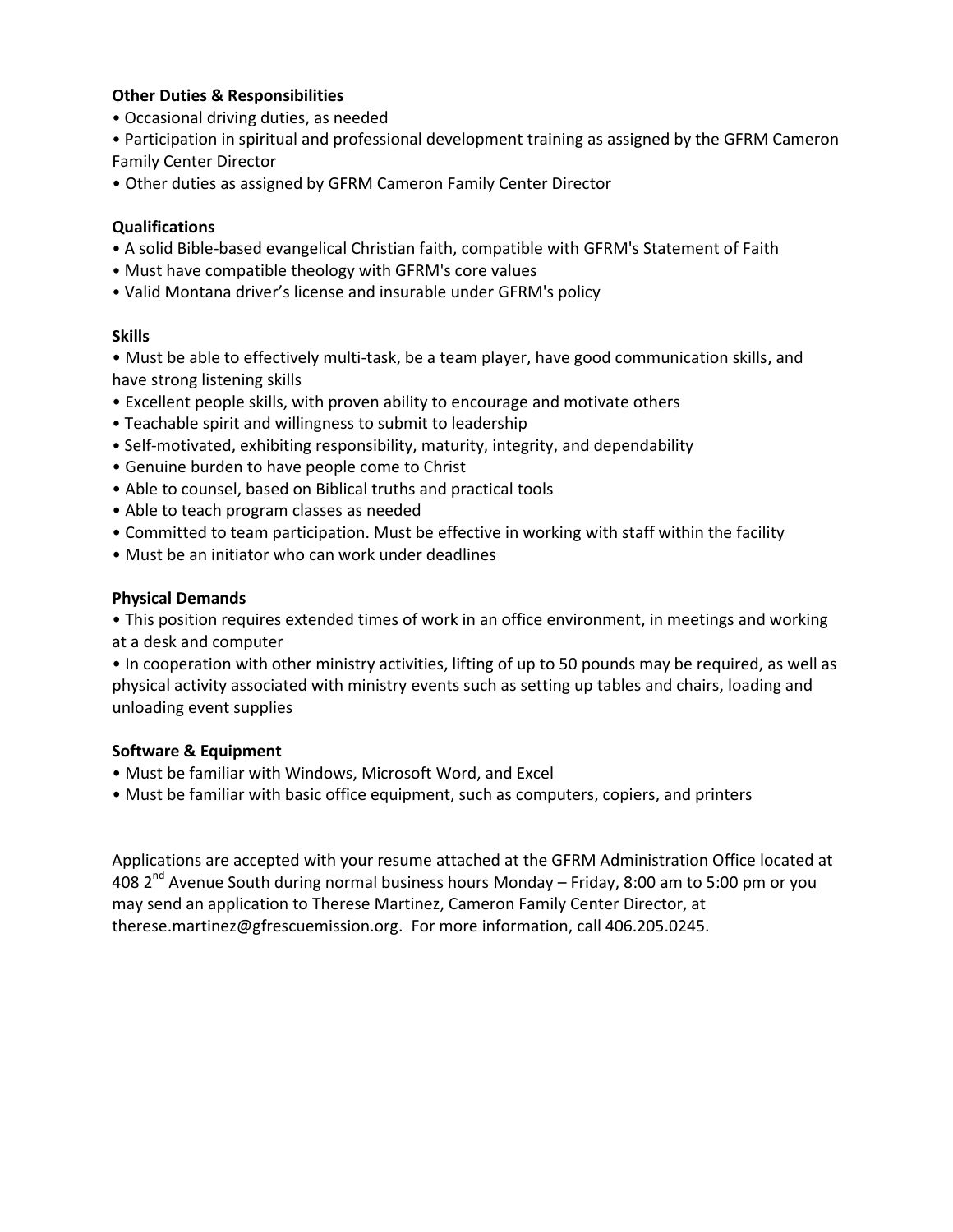**Other Duties & Responsibilities**

- Occasional driving duties, as needed
- Participation in spiritual and professional development training as assigned by the GFRM Cameron Family Center Director
- Other duties as assigned by GFRM Cameron Family Center Director

**Qualifications**

- A solid Bible-based evangelical Christian faith, compatible with GFRM's Statement of Faith
- Must have compatible theology with GFRM's core values
- Valid Montana driver's license and insurable under GFRM's policy

**Skills**

- Must be able to effectively multi-task, be a team player, have good communication skills, and have strong listening skills
- Excellent people skills, with proven ability to encourage and motivate others
- Teachable spirit and willingness to submit to leadership
- Self-motivated, exhibiting responsibility, maturity, integrity, and dependability
- Genuine burden to have people come to Christ
- Able to counsel, based on Biblical truths and practical tools
- Able to teach program classes as needed
- Committed to team participation. Must be effective in working with staff within the facility
- Must be an initiator who can work under deadlines

**Physical Demands**

- This position requires extended times of work in an office environment, in meetings and working at a desk and computer
- In cooperation with other ministry activities, lifting of up to 50 pounds may be required, as well as physical activity associated with ministry events such as setting up tables and chairs, loading and unloading event supplies

**Software & Equipment**

- Must be familiar with Windows, Microsoft Word, and Excel
- Must be familiar with basic office equipment, such as computers, copiers, and printers

Applications are accepted with your resume attached at the GFRM Administration Office located at 408 2nd Avenue South during normal business hours Monday – Friday, 8:00 am to 5:00 pm or you may send an application to Therese Martinez, Cameron Family Center Director, at therese.martinez@gfrescuemission.org. For more information, call 406.205.0245.